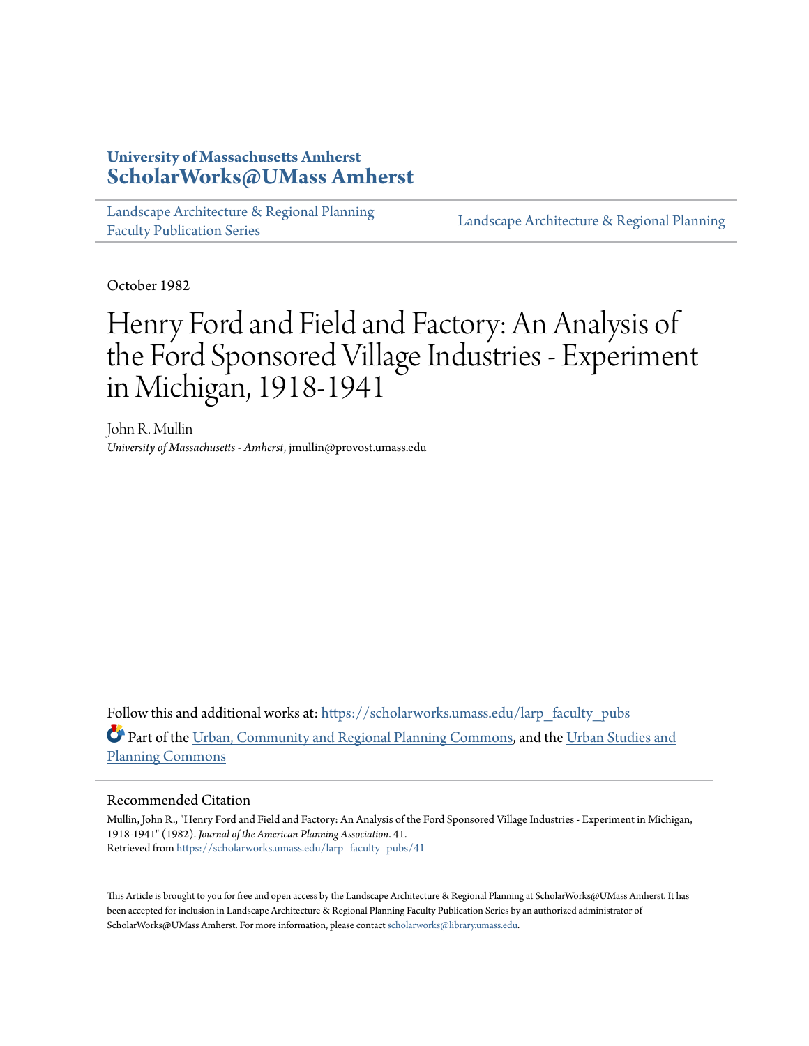University of Massachusetts Amherst
**ScholarWorks@UMass Amherst**

Landscape Architecture & Regional Planning Faculty Publication Series | Landscape Architecture & Regional Planning

October 1982

# Henry Ford and Field and Factory: An Analysis of the Ford Sponsored Village Industries - Experiment in Michigan, 1918-1941

John R. Mullin
*University of Massachusetts - Amherst*, jmullin@provost.umass.edu

Follow this and additional works at: https://scholarworks.umass.edu/larp_faculty_pubs

Part of the Urban, Community and Regional Planning Commons, and the Urban Studies and Planning Commons

## Recommended Citation

Mullin, John R., "Henry Ford and Field and Factory: An Analysis of the Ford Sponsored Village Industries - Experiment in Michigan, 1918-1941" (1982). *Journal of the American Planning Association*. 41.
Retrieved from https://scholarworks.umass.edu/larp_faculty_pubs/41

This Article is brought to you for free and open access by the Landscape Architecture & Regional Planning at ScholarWorks@UMass Amherst. It has been accepted for inclusion in Landscape Architecture & Regional Planning Faculty Publication Series by an authorized administrator of ScholarWorks@UMass Amherst. For more information, please contact scholarworks@library.umass.edu.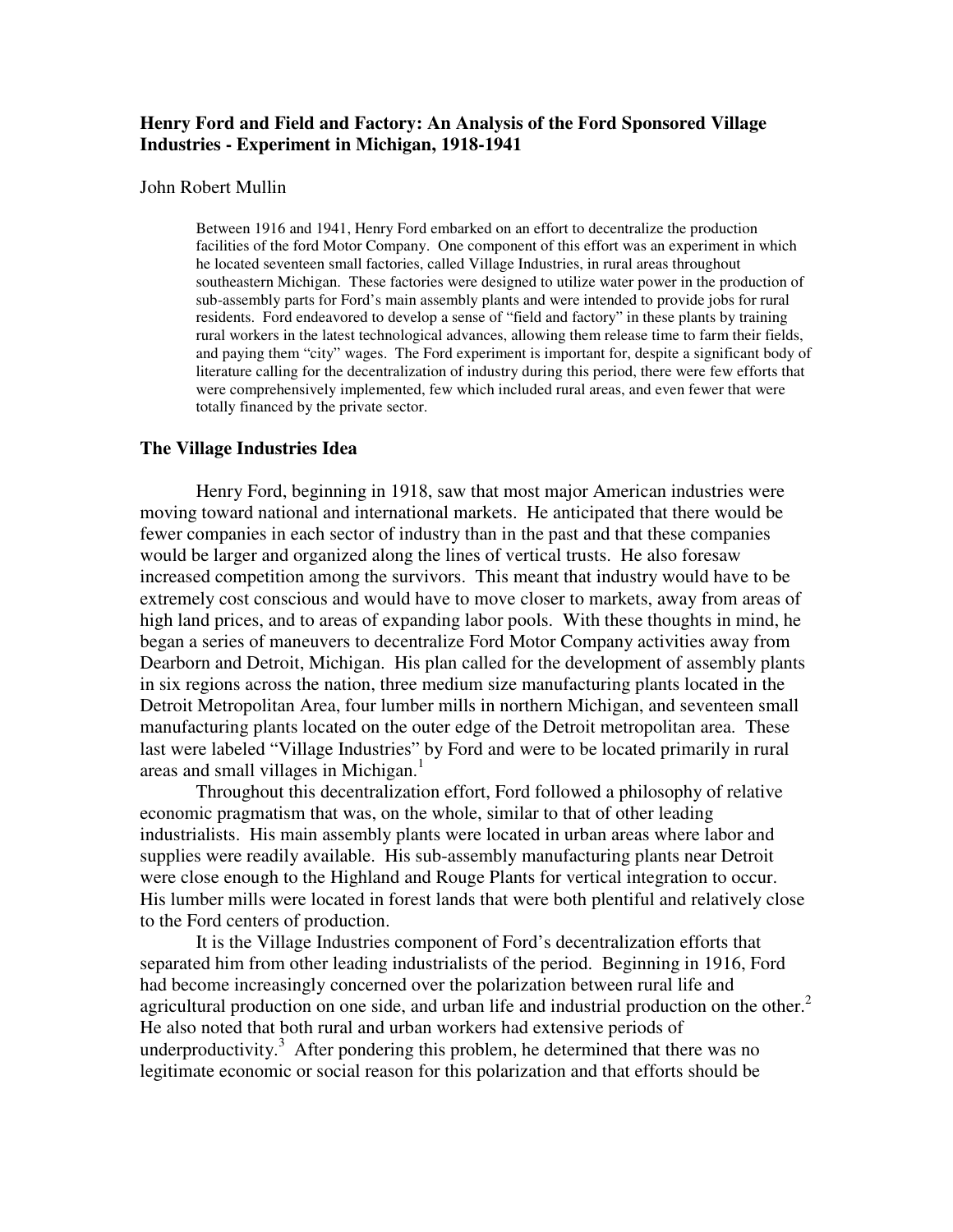### Henry Ford and Field and Factory: An Analysis of the Ford Sponsored Village Industries - Experiment in Michigan, 1918-1941

John Robert Mullin

> Between 1916 and 1941, Henry Ford embarked on an effort to decentralize the production facilities of the ford Motor Company. One component of this effort was an experiment in which he located seventeen small factories, called Village Industries, in rural areas throughout southeastern Michigan. These factories were designed to utilize water power in the production of sub-assembly parts for Ford's main assembly plants and were intended to provide jobs for rural residents. Ford endeavored to develop a sense of "field and factory" in these plants by training rural workers in the latest technological advances, allowing them release time to farm their fields, and paying them "city" wages. The Ford experiment is important for, despite a significant body of literature calling for the decentralization of industry during this period, there were few efforts that were comprehensively implemented, few which included rural areas, and even fewer that were totally financed by the private sector.

## The Village Industries Idea

Henry Ford, beginning in 1918, saw that most major American industries were moving toward national and international markets. He anticipated that there would be fewer companies in each sector of industry than in the past and that these companies would be larger and organized along the lines of vertical trusts. He also foresaw increased competition among the survivors. This meant that industry would have to be extremely cost conscious and would have to move closer to markets, away from areas of high land prices, and to areas of expanding labor pools. With these thoughts in mind, he began a series of maneuvers to decentralize Ford Motor Company activities away from Dearborn and Detroit, Michigan. His plan called for the development of assembly plants in six regions across the nation, three medium size manufacturing plants located in the Detroit Metropolitan Area, four lumber mills in northern Michigan, and seventeen small manufacturing plants located on the outer edge of the Detroit metropolitan area. These last were labeled "Village Industries" by Ford and were to be located primarily in rural areas and small villages in Michigan.[1]

Throughout this decentralization effort, Ford followed a philosophy of relative economic pragmatism that was, on the whole, similar to that of other leading industrialists. His main assembly plants were located in urban areas where labor and supplies were readily available. His sub-assembly manufacturing plants near Detroit were close enough to the Highland and Rouge Plants for vertical integration to occur. His lumber mills were located in forest lands that were both plentiful and relatively close to the Ford centers of production.

It is the Village Industries component of Ford's decentralization efforts that separated him from other leading industrialists of the period. Beginning in 1916, Ford had become increasingly concerned over the polarization between rural life and agricultural production on one side, and urban life and industrial production on the other.[2] He also noted that both rural and urban workers had extensive periods of underproductivity.[3] After pondering this problem, he determined that there was no legitimate economic or social reason for this polarization and that efforts should be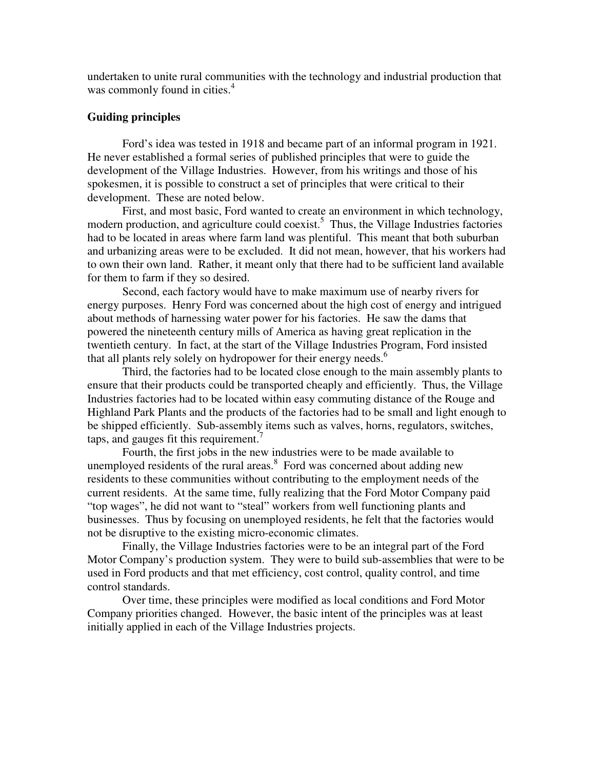undertaken to unite rural communities with the technology and industrial production that was commonly found in cities.[4]

**Guiding principles**

Ford's idea was tested in 1918 and became part of an informal program in 1921. He never established a formal series of published principles that were to guide the development of the Village Industries. However, from his writings and those of his spokesmen, it is possible to construct a set of principles that were critical to their development. These are noted below.

First, and most basic, Ford wanted to create an environment in which technology, modern production, and agriculture could coexist.[5] Thus, the Village Industries factories had to be located in areas where farm land was plentiful. This meant that both suburban and urbanizing areas were to be excluded. It did not mean, however, that his workers had to own their own land. Rather, it meant only that there had to be sufficient land available for them to farm if they so desired.

Second, each factory would have to make maximum use of nearby rivers for energy purposes. Henry Ford was concerned about the high cost of energy and intrigued about methods of harnessing water power for his factories. He saw the dams that powered the nineteenth century mills of America as having great replication in the twentieth century. In fact, at the start of the Village Industries Program, Ford insisted that all plants rely solely on hydropower for their energy needs.[6]

Third, the factories had to be located close enough to the main assembly plants to ensure that their products could be transported cheaply and efficiently. Thus, the Village Industries factories had to be located within easy commuting distance of the Rouge and Highland Park Plants and the products of the factories had to be small and light enough to be shipped efficiently. Sub-assembly items such as valves, horns, regulators, switches, taps, and gauges fit this requirement.[7]

Fourth, the first jobs in the new industries were to be made available to unemployed residents of the rural areas.[8] Ford was concerned about adding new residents to these communities without contributing to the employment needs of the current residents. At the same time, fully realizing that the Ford Motor Company paid "top wages", he did not want to "steal" workers from well functioning plants and businesses. Thus by focusing on unemployed residents, he felt that the factories would not be disruptive to the existing micro-economic climates.

Finally, the Village Industries factories were to be an integral part of the Ford Motor Company's production system. They were to build sub-assemblies that were to be used in Ford products and that met efficiency, cost control, quality control, and time control standards.

Over time, these principles were modified as local conditions and Ford Motor Company priorities changed. However, the basic intent of the principles was at least initially applied in each of the Village Industries projects.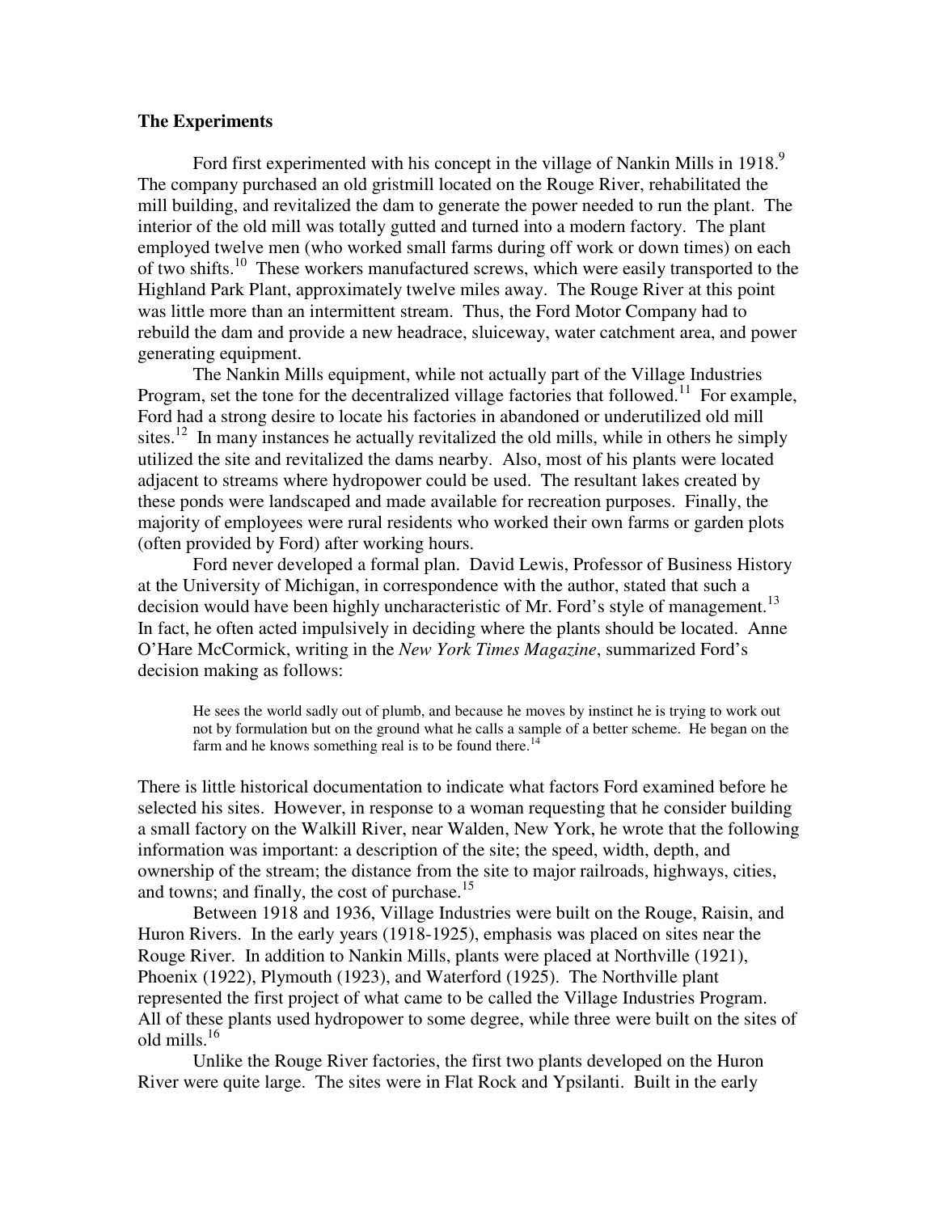**The Experiments**

Ford first experimented with his concept in the village of Nankin Mills in 1918.[9] The company purchased an old gristmill located on the Rouge River, rehabilitated the mill building, and revitalized the dam to generate the power needed to run the plant. The interior of the old mill was totally gutted and turned into a modern factory. The plant employed twelve men (who worked small farms during off work or down times) on each of two shifts.[10] These workers manufactured screws, which were easily transported to the Highland Park Plant, approximately twelve miles away. The Rouge River at this point was little more than an intermittent stream. Thus, the Ford Motor Company had to rebuild the dam and provide a new headrace, sluiceway, water catchment area, and power generating equipment.

The Nankin Mills equipment, while not actually part of the Village Industries Program, set the tone for the decentralized village factories that followed.[11] For example, Ford had a strong desire to locate his factories in abandoned or underutilized old mill sites.[12] In many instances he actually revitalized the old mills, while in others he simply utilized the site and revitalized the dams nearby. Also, most of his plants were located adjacent to streams where hydropower could be used. The resultant lakes created by these ponds were landscaped and made available for recreation purposes. Finally, the majority of employees were rural residents who worked their own farms or garden plots (often provided by Ford) after working hours.

Ford never developed a formal plan. David Lewis, Professor of Business History at the University of Michigan, in correspondence with the author, stated that such a decision would have been highly uncharacteristic of Mr. Ford's style of management.[13] In fact, he often acted impulsively in deciding where the plants should be located. Anne O'Hare McCormick, writing in the *New York Times Magazine*, summarized Ford's decision making as follows:

> He sees the world sadly out of plumb, and because he moves by instinct he is trying to work out not by formulation but on the ground what he calls a sample of a better scheme. He began on the farm and he knows something real is to be found there.[14]

There is little historical documentation to indicate what factors Ford examined before he selected his sites. However, in response to a woman requesting that he consider building a small factory on the Walkill River, near Walden, New York, he wrote that the following information was important: a description of the site; the speed, width, depth, and ownership of the stream; the distance from the site to major railroads, highways, cities, and towns; and finally, the cost of purchase.[15]

Between 1918 and 1936, Village Industries were built on the Rouge, Raisin, and Huron Rivers. In the early years (1918-1925), emphasis was placed on sites near the Rouge River. In addition to Nankin Mills, plants were placed at Northville (1921), Phoenix (1922), Plymouth (1923), and Waterford (1925). The Northville plant represented the first project of what came to be called the Village Industries Program. All of these plants used hydropower to some degree, while three were built on the sites of old mills.[16]

Unlike the Rouge River factories, the first two plants developed on the Huron River were quite large. The sites were in Flat Rock and Ypsilanti. Built in the early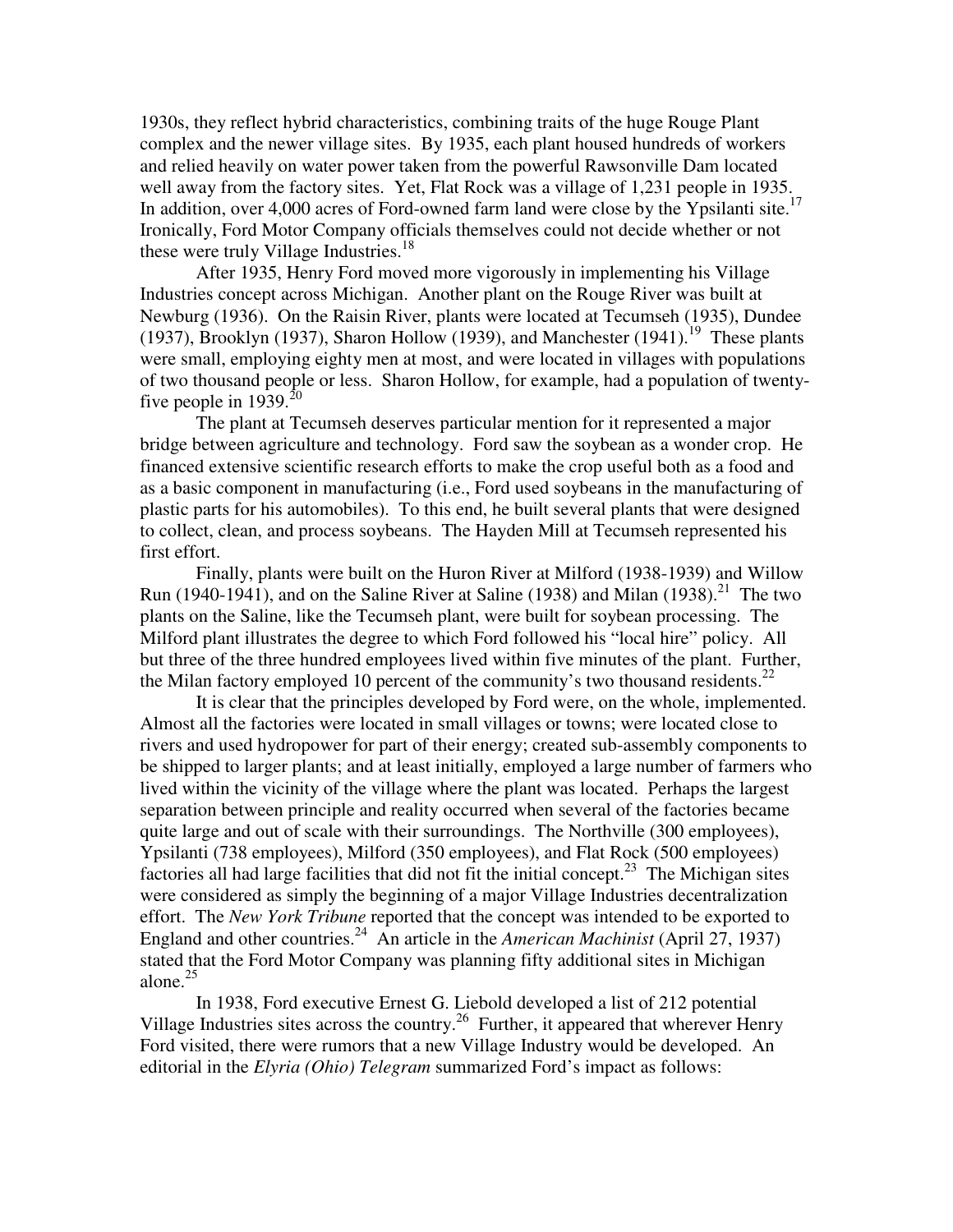1930s, they reflect hybrid characteristics, combining traits of the huge Rouge Plant complex and the newer village sites. By 1935, each plant housed hundreds of workers and relied heavily on water power taken from the powerful Rawsonville Dam located well away from the factory sites. Yet, Flat Rock was a village of 1,231 people in 1935. In addition, over 4,000 acres of Ford-owned farm land were close by the Ypsilanti site.[17] Ironically, Ford Motor Company officials themselves could not decide whether or not these were truly Village Industries.[18]

After 1935, Henry Ford moved more vigorously in implementing his Village Industries concept across Michigan. Another plant on the Rouge River was built at Newburg (1936). On the Raisin River, plants were located at Tecumseh (1935), Dundee (1937), Brooklyn (1937), Sharon Hollow (1939), and Manchester (1941).[19] These plants were small, employing eighty men at most, and were located in villages with populations of two thousand people or less. Sharon Hollow, for example, had a population of twenty-five people in 1939.[20]

The plant at Tecumseh deserves particular mention for it represented a major bridge between agriculture and technology. Ford saw the soybean as a wonder crop. He financed extensive scientific research efforts to make the crop useful both as a food and as a basic component in manufacturing (i.e., Ford used soybeans in the manufacturing of plastic parts for his automobiles). To this end, he built several plants that were designed to collect, clean, and process soybeans. The Hayden Mill at Tecumseh represented his first effort.

Finally, plants were built on the Huron River at Milford (1938-1939) and Willow Run (1940-1941), and on the Saline River at Saline (1938) and Milan (1938).[21] The two plants on the Saline, like the Tecumseh plant, were built for soybean processing. The Milford plant illustrates the degree to which Ford followed his "local hire" policy. All but three of the three hundred employees lived within five minutes of the plant. Further, the Milan factory employed 10 percent of the community's two thousand residents.[22]

It is clear that the principles developed by Ford were, on the whole, implemented. Almost all the factories were located in small villages or towns; were located close to rivers and used hydropower for part of their energy; created sub-assembly components to be shipped to larger plants; and at least initially, employed a large number of farmers who lived within the vicinity of the village where the plant was located. Perhaps the largest separation between principle and reality occurred when several of the factories became quite large and out of scale with their surroundings. The Northville (300 employees), Ypsilanti (738 employees), Milford (350 employees), and Flat Rock (500 employees) factories all had large facilities that did not fit the initial concept.[23] The Michigan sites were considered as simply the beginning of a major Village Industries decentralization effort. The *New York Tribune* reported that the concept was intended to be exported to England and other countries.[24] An article in the *American Machinist* (April 27, 1937) stated that the Ford Motor Company was planning fifty additional sites in Michigan alone.[25]

In 1938, Ford executive Ernest G. Liebold developed a list of 212 potential Village Industries sites across the country.[26] Further, it appeared that wherever Henry Ford visited, there were rumors that a new Village Industry would be developed. An editorial in the *Elyria (Ohio) Telegram* summarized Ford's impact as follows: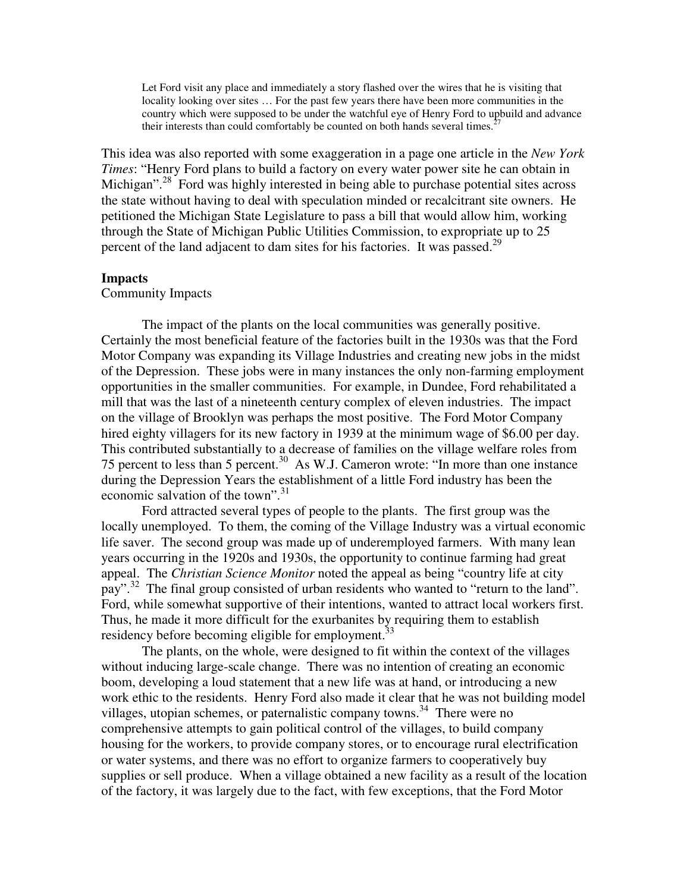> Let Ford visit any place and immediately a story flashed over the wires that he is visiting that locality looking over sites … For the past few years there have been more communities in the country which were supposed to be under the watchful eye of Henry Ford to upbuild and advance their interests than could comfortably be counted on both hands several times.[27]

This idea was also reported with some exaggeration in a page one article in the *New York Times*: "Henry Ford plans to build a factory on every water power site he can obtain in Michigan".[28] Ford was highly interested in being able to purchase potential sites across the state without having to deal with speculation minded or recalcitrant site owners. He petitioned the Michigan State Legislature to pass a bill that would allow him, working through the State of Michigan Public Utilities Commission, to expropriate up to 25 percent of the land adjacent to dam sites for his factories. It was passed.[29]

**Impacts**

Community Impacts

The impact of the plants on the local communities was generally positive. Certainly the most beneficial feature of the factories built in the 1930s was that the Ford Motor Company was expanding its Village Industries and creating new jobs in the midst of the Depression. These jobs were in many instances the only non-farming employment opportunities in the smaller communities. For example, in Dundee, Ford rehabilitated a mill that was the last of a nineteenth century complex of eleven industries. The impact on the village of Brooklyn was perhaps the most positive. The Ford Motor Company hired eighty villagers for its new factory in 1939 at the minimum wage of $6.00 per day. This contributed substantially to a decrease of families on the village welfare roles from 75 percent to less than 5 percent.[30] As W.J. Cameron wrote: "In more than one instance during the Depression Years the establishment of a little Ford industry has been the economic salvation of the town".[31]

Ford attracted several types of people to the plants. The first group was the locally unemployed. To them, the coming of the Village Industry was a virtual economic life saver. The second group was made up of underemployed farmers. With many lean years occurring in the 1920s and 1930s, the opportunity to continue farming had great appeal. The *Christian Science Monitor* noted the appeal as being "country life at city pay".[32] The final group consisted of urban residents who wanted to "return to the land". Ford, while somewhat supportive of their intentions, wanted to attract local workers first. Thus, he made it more difficult for the exurbanites by requiring them to establish residency before becoming eligible for employment.[33]

The plants, on the whole, were designed to fit within the context of the villages without inducing large-scale change. There was no intention of creating an economic boom, developing a loud statement that a new life was at hand, or introducing a new work ethic to the residents. Henry Ford also made it clear that he was not building model villages, utopian schemes, or paternalistic company towns.[34] There were no comprehensive attempts to gain political control of the villages, to build company housing for the workers, to provide company stores, or to encourage rural electrification or water systems, and there was no effort to organize farmers to cooperatively buy supplies or sell produce. When a village obtained a new facility as a result of the location of the factory, it was largely due to the fact, with few exceptions, that the Ford Motor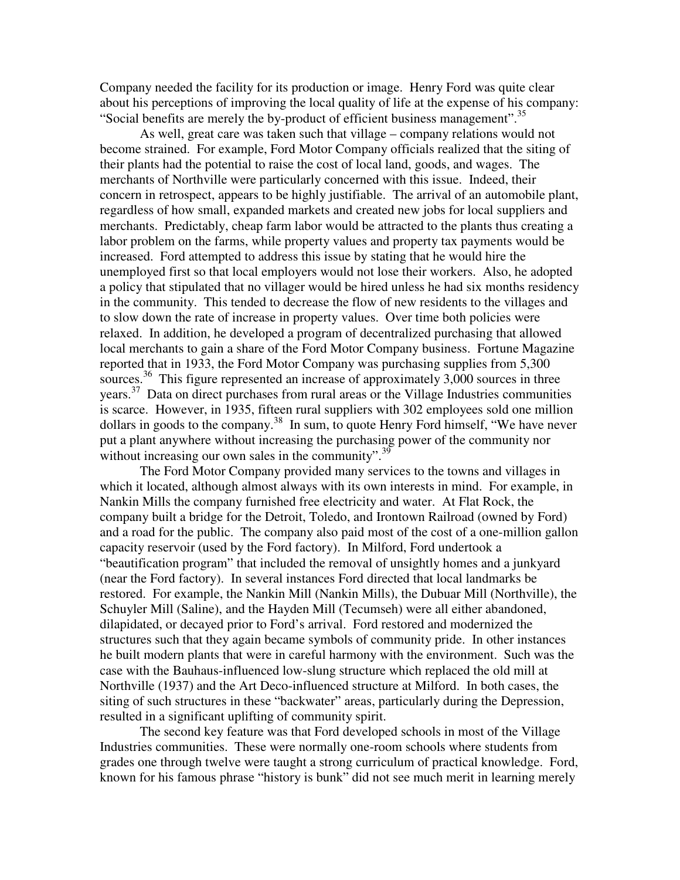Company needed the facility for its production or image. Henry Ford was quite clear about his perceptions of improving the local quality of life at the expense of his company: "Social benefits are merely the by-product of efficient business management".[35]

As well, great care was taken such that village – company relations would not become strained. For example, Ford Motor Company officials realized that the siting of their plants had the potential to raise the cost of local land, goods, and wages. The merchants of Northville were particularly concerned with this issue. Indeed, their concern in retrospect, appears to be highly justifiable. The arrival of an automobile plant, regardless of how small, expanded markets and created new jobs for local suppliers and merchants. Predictably, cheap farm labor would be attracted to the plants thus creating a labor problem on the farms, while property values and property tax payments would be increased. Ford attempted to address this issue by stating that he would hire the unemployed first so that local employers would not lose their workers. Also, he adopted a policy that stipulated that no villager would be hired unless he had six months residency in the community. This tended to decrease the flow of new residents to the villages and to slow down the rate of increase in property values. Over time both policies were relaxed. In addition, he developed a program of decentralized purchasing that allowed local merchants to gain a share of the Ford Motor Company business. Fortune Magazine reported that in 1933, the Ford Motor Company was purchasing supplies from 5,300 sources.[36] This figure represented an increase of approximately 3,000 sources in three years.[37] Data on direct purchases from rural areas or the Village Industries communities is scarce. However, in 1935, fifteen rural suppliers with 302 employees sold one million dollars in goods to the company.[38] In sum, to quote Henry Ford himself, "We have never put a plant anywhere without increasing the purchasing power of the community nor without increasing our own sales in the community".[39]

The Ford Motor Company provided many services to the towns and villages in which it located, although almost always with its own interests in mind. For example, in Nankin Mills the company furnished free electricity and water. At Flat Rock, the company built a bridge for the Detroit, Toledo, and Irontown Railroad (owned by Ford) and a road for the public. The company also paid most of the cost of a one-million gallon capacity reservoir (used by the Ford factory). In Milford, Ford undertook a "beautification program" that included the removal of unsightly homes and a junkyard (near the Ford factory). In several instances Ford directed that local landmarks be restored. For example, the Nankin Mill (Nankin Mills), the Dubuar Mill (Northville), the Schuyler Mill (Saline), and the Hayden Mill (Tecumseh) were all either abandoned, dilapidated, or decayed prior to Ford's arrival. Ford restored and modernized the structures such that they again became symbols of community pride. In other instances he built modern plants that were in careful harmony with the environment. Such was the case with the Bauhaus-influenced low-slung structure which replaced the old mill at Northville (1937) and the Art Deco-influenced structure at Milford. In both cases, the siting of such structures in these "backwater" areas, particularly during the Depression, resulted in a significant uplifting of community spirit.

The second key feature was that Ford developed schools in most of the Village Industries communities. These were normally one-room schools where students from grades one through twelve were taught a strong curriculum of practical knowledge. Ford, known for his famous phrase "history is bunk" did not see much merit in learning merely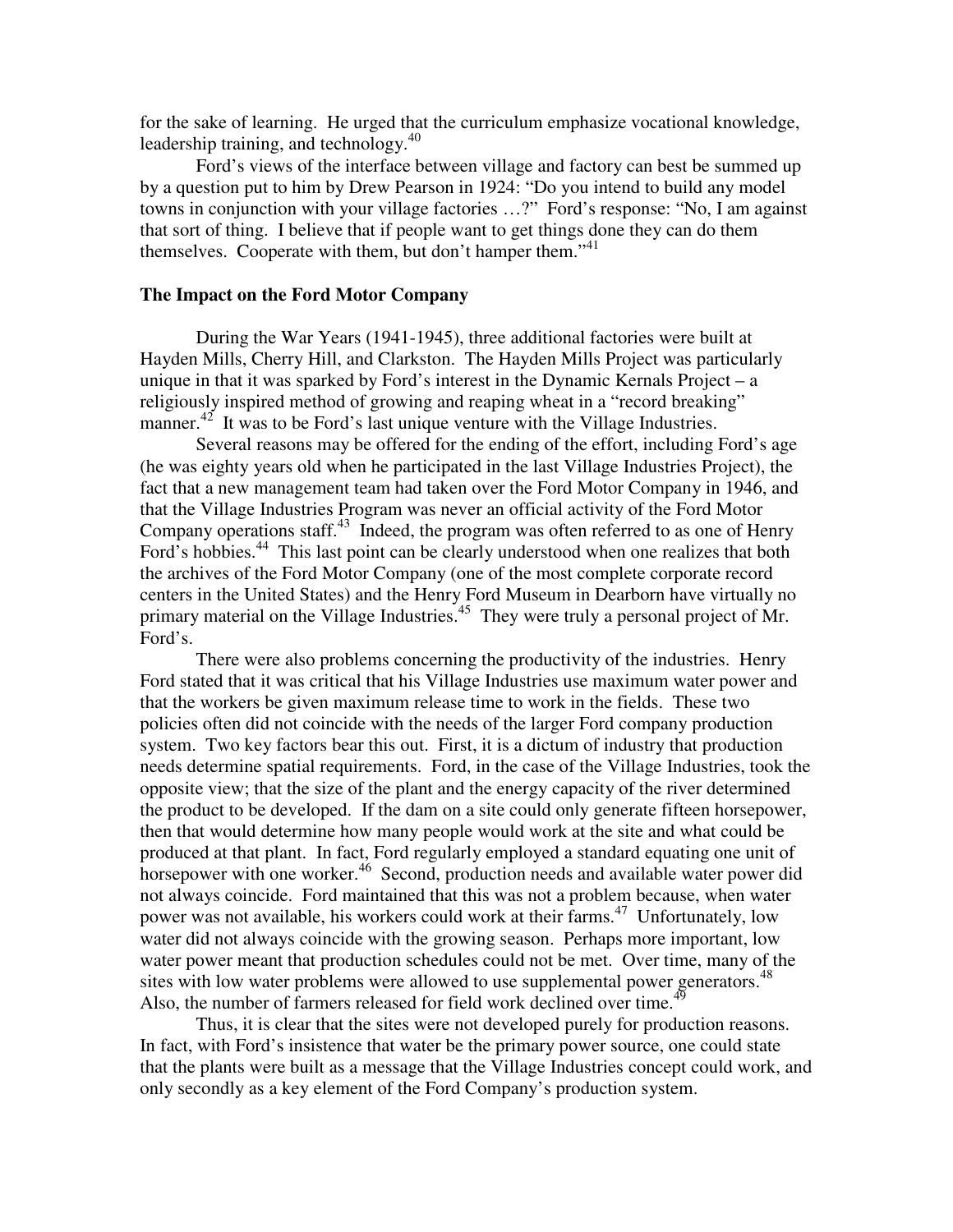for the sake of learning. He urged that the curriculum emphasize vocational knowledge, leadership training, and technology.[40]

Ford's views of the interface between village and factory can best be summed up by a question put to him by Drew Pearson in 1924: "Do you intend to build any model towns in conjunction with your village factories …?" Ford's response: "No, I am against that sort of thing. I believe that if people want to get things done they can do them themselves. Cooperate with them, but don't hamper them."[41]

### The Impact on the Ford Motor Company

During the War Years (1941-1945), three additional factories were built at Hayden Mills, Cherry Hill, and Clarkston. The Hayden Mills Project was particularly unique in that it was sparked by Ford's interest in the Dynamic Kernals Project – a religiously inspired method of growing and reaping wheat in a "record breaking" manner.[42] It was to be Ford's last unique venture with the Village Industries.

Several reasons may be offered for the ending of the effort, including Ford's age (he was eighty years old when he participated in the last Village Industries Project), the fact that a new management team had taken over the Ford Motor Company in 1946, and that the Village Industries Program was never an official activity of the Ford Motor Company operations staff.[43] Indeed, the program was often referred to as one of Henry Ford's hobbies.[44] This last point can be clearly understood when one realizes that both the archives of the Ford Motor Company (one of the most complete corporate record centers in the United States) and the Henry Ford Museum in Dearborn have virtually no primary material on the Village Industries.[45] They were truly a personal project of Mr. Ford's.

There were also problems concerning the productivity of the industries. Henry Ford stated that it was critical that his Village Industries use maximum water power and that the workers be given maximum release time to work in the fields. These two policies often did not coincide with the needs of the larger Ford company production system. Two key factors bear this out. First, it is a dictum of industry that production needs determine spatial requirements. Ford, in the case of the Village Industries, took the opposite view; that the size of the plant and the energy capacity of the river determined the product to be developed. If the dam on a site could only generate fifteen horsepower, then that would determine how many people would work at the site and what could be produced at that plant. In fact, Ford regularly employed a standard equating one unit of horsepower with one worker.[46] Second, production needs and available water power did not always coincide. Ford maintained that this was not a problem because, when water power was not available, his workers could work at their farms.[47] Unfortunately, low water did not always coincide with the growing season. Perhaps more important, low water power meant that production schedules could not be met. Over time, many of the sites with low water problems were allowed to use supplemental power generators.[48] Also, the number of farmers released for field work declined over time.[49]

Thus, it is clear that the sites were not developed purely for production reasons. In fact, with Ford's insistence that water be the primary power source, one could state that the plants were built as a message that the Village Industries concept could work, and only secondly as a key element of the Ford Company's production system.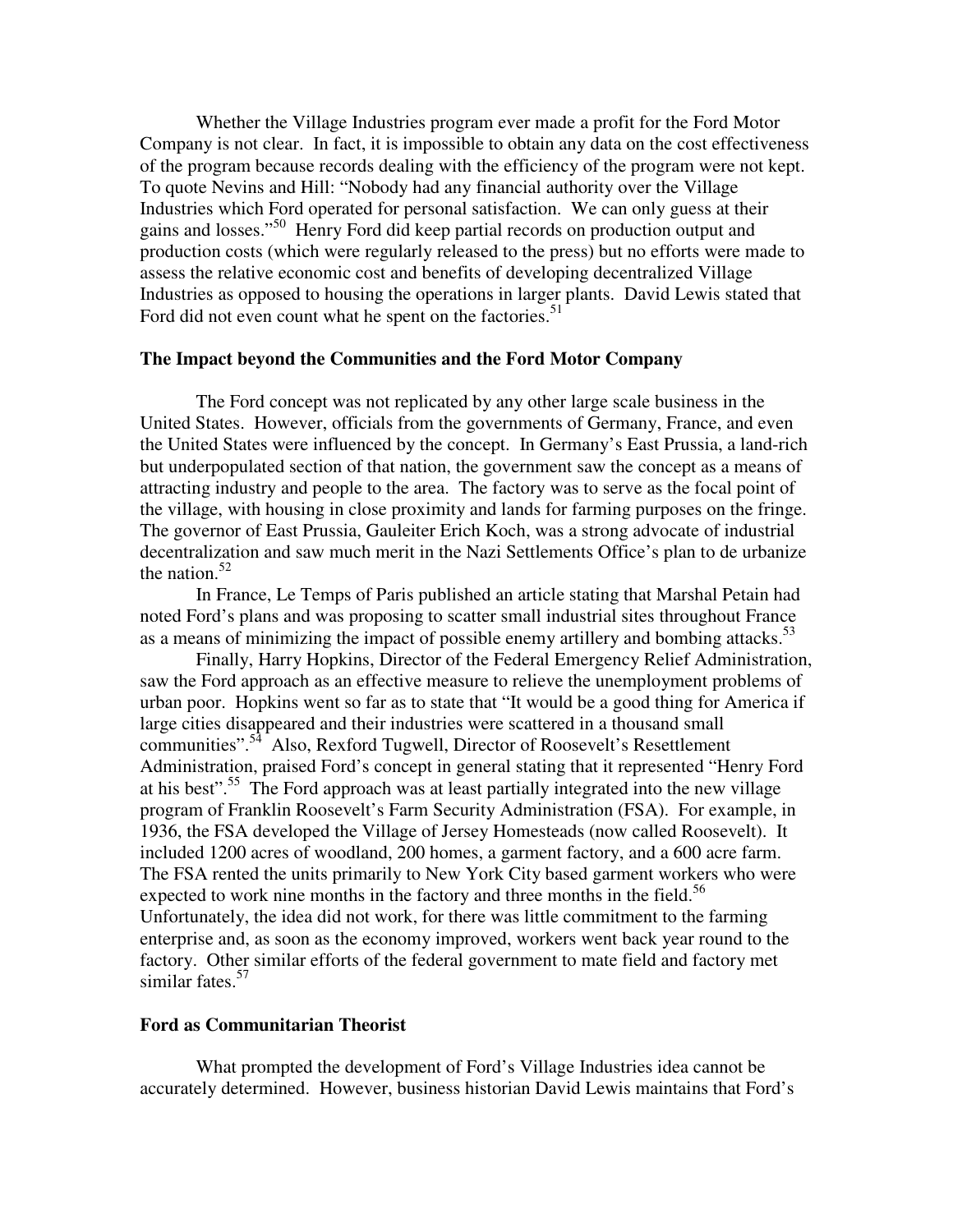Whether the Village Industries program ever made a profit for the Ford Motor Company is not clear. In fact, it is impossible to obtain any data on the cost effectiveness of the program because records dealing with the efficiency of the program were not kept. To quote Nevins and Hill: "Nobody had any financial authority over the Village Industries which Ford operated for personal satisfaction. We can only guess at their gains and losses."[50] Henry Ford did keep partial records on production output and production costs (which were regularly released to the press) but no efforts were made to assess the relative economic cost and benefits of developing decentralized Village Industries as opposed to housing the operations in larger plants. David Lewis stated that Ford did not even count what he spent on the factories.[51]

### The Impact beyond the Communities and the Ford Motor Company

The Ford concept was not replicated by any other large scale business in the United States. However, officials from the governments of Germany, France, and even the United States were influenced by the concept. In Germany's East Prussia, a land-rich but underpopulated section of that nation, the government saw the concept as a means of attracting industry and people to the area. The factory was to serve as the focal point of the village, with housing in close proximity and lands for farming purposes on the fringe. The governor of East Prussia, Gauleiter Erich Koch, was a strong advocate of industrial decentralization and saw much merit in the Nazi Settlements Office's plan to de urbanize the nation.[52]

In France, Le Temps of Paris published an article stating that Marshal Petain had noted Ford's plans and was proposing to scatter small industrial sites throughout France as a means of minimizing the impact of possible enemy artillery and bombing attacks.[53]

Finally, Harry Hopkins, Director of the Federal Emergency Relief Administration, saw the Ford approach as an effective measure to relieve the unemployment problems of urban poor. Hopkins went so far as to state that "It would be a good thing for America if large cities disappeared and their industries were scattered in a thousand small communities".[54] Also, Rexford Tugwell, Director of Roosevelt's Resettlement Administration, praised Ford's concept in general stating that it represented "Henry Ford at his best".[55] The Ford approach was at least partially integrated into the new village program of Franklin Roosevelt's Farm Security Administration (FSA). For example, in 1936, the FSA developed the Village of Jersey Homesteads (now called Roosevelt). It included 1200 acres of woodland, 200 homes, a garment factory, and a 600 acre farm. The FSA rented the units primarily to New York City based garment workers who were expected to work nine months in the factory and three months in the field.[56] Unfortunately, the idea did not work, for there was little commitment to the farming enterprise and, as soon as the economy improved, workers went back year round to the factory. Other similar efforts of the federal government to mate field and factory met similar fates.[57]

### Ford as Communitarian Theorist

What prompted the development of Ford's Village Industries idea cannot be accurately determined. However, business historian David Lewis maintains that Ford's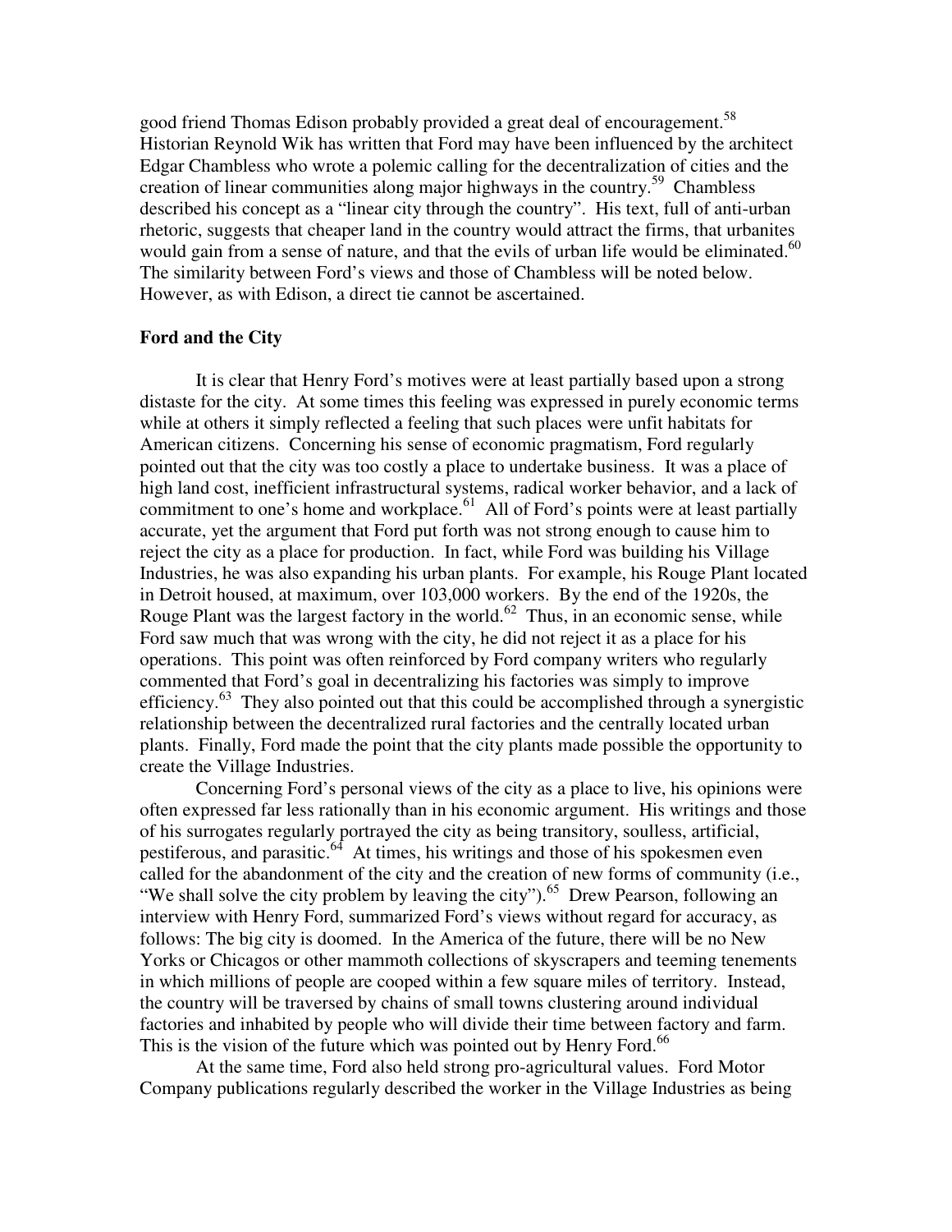good friend Thomas Edison probably provided a great deal of encouragement.[58] Historian Reynold Wik has written that Ford may have been influenced by the architect Edgar Chambless who wrote a polemic calling for the decentralization of cities and the creation of linear communities along major highways in the country.[59] Chambless described his concept as a "linear city through the country". His text, full of anti-urban rhetoric, suggests that cheaper land in the country would attract the firms, that urbanites would gain from a sense of nature, and that the evils of urban life would be eliminated.[60] The similarity between Ford's views and those of Chambless will be noted below. However, as with Edison, a direct tie cannot be ascertained.

**Ford and the City**

It is clear that Henry Ford's motives were at least partially based upon a strong distaste for the city. At some times this feeling was expressed in purely economic terms while at others it simply reflected a feeling that such places were unfit habitats for American citizens. Concerning his sense of economic pragmatism, Ford regularly pointed out that the city was too costly a place to undertake business. It was a place of high land cost, inefficient infrastructural systems, radical worker behavior, and a lack of commitment to one's home and workplace.[61] All of Ford's points were at least partially accurate, yet the argument that Ford put forth was not strong enough to cause him to reject the city as a place for production. In fact, while Ford was building his Village Industries, he was also expanding his urban plants. For example, his Rouge Plant located in Detroit housed, at maximum, over 103,000 workers. By the end of the 1920s, the Rouge Plant was the largest factory in the world.[62] Thus, in an economic sense, while Ford saw much that was wrong with the city, he did not reject it as a place for his operations. This point was often reinforced by Ford company writers who regularly commented that Ford's goal in decentralizing his factories was simply to improve efficiency.[63] They also pointed out that this could be accomplished through a synergistic relationship between the decentralized rural factories and the centrally located urban plants. Finally, Ford made the point that the city plants made possible the opportunity to create the Village Industries.

Concerning Ford's personal views of the city as a place to live, his opinions were often expressed far less rationally than in his economic argument. His writings and those of his surrogates regularly portrayed the city as being transitory, soulless, artificial, pestiferous, and parasitic.[64] At times, his writings and those of his spokesmen even called for the abandonment of the city and the creation of new forms of community (i.e., "We shall solve the city problem by leaving the city").[65] Drew Pearson, following an interview with Henry Ford, summarized Ford's views without regard for accuracy, as follows: The big city is doomed. In the America of the future, there will be no New Yorks or Chicagos or other mammoth collections of skyscrapers and teeming tenements in which millions of people are cooped within a few square miles of territory. Instead, the country will be traversed by chains of small towns clustering around individual factories and inhabited by people who will divide their time between factory and farm. This is the vision of the future which was pointed out by Henry Ford.[66]

At the same time, Ford also held strong pro-agricultural values. Ford Motor Company publications regularly described the worker in the Village Industries as being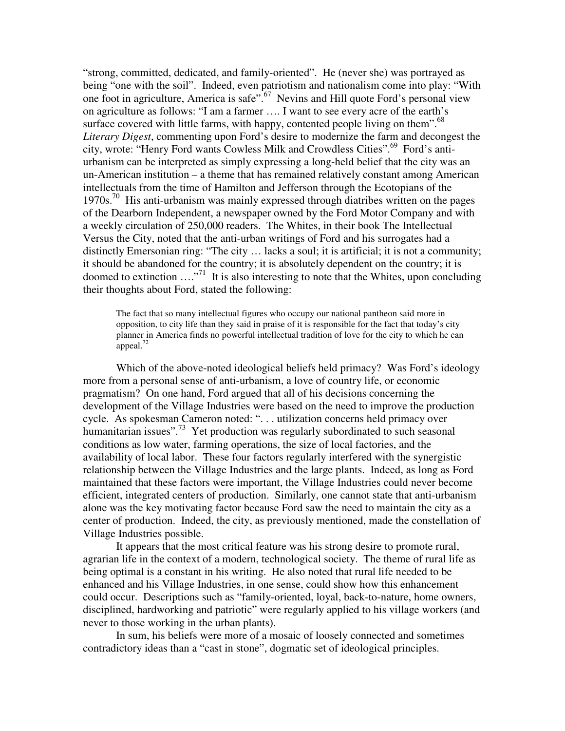"strong, committed, dedicated, and family-oriented". He (never she) was portrayed as being "one with the soil". Indeed, even patriotism and nationalism come into play: "With one foot in agriculture, America is safe".[67] Nevins and Hill quote Ford's personal view on agriculture as follows: "I am a farmer …. I want to see every acre of the earth's surface covered with little farms, with happy, contented people living on them".[68] *Literary Digest*, commenting upon Ford's desire to modernize the farm and decongest the city, wrote: "Henry Ford wants Cowless Milk and Crowdless Cities".[69] Ford's anti-urbanism can be interpreted as simply expressing a long-held belief that the city was an un-American institution – a theme that has remained relatively constant among American intellectuals from the time of Hamilton and Jefferson through the Ecotopians of the 1970s.[70] His anti-urbanism was mainly expressed through diatribes written on the pages of the Dearborn Independent, a newspaper owned by the Ford Motor Company and with a weekly circulation of 250,000 readers. The Whites, in their book The Intellectual Versus the City, noted that the anti-urban writings of Ford and his surrogates had a distinctly Emersonian ring: "The city … lacks a soul; it is artificial; it is not a community; it should be abandoned for the country; it is absolutely dependent on the country; it is doomed to extinction …."[71] It is also interesting to note that the Whites, upon concluding their thoughts about Ford, stated the following:

> The fact that so many intellectual figures who occupy our national pantheon said more in opposition, to city life than they said in praise of it is responsible for the fact that today's city planner in America finds no powerful intellectual tradition of love for the city to which he can appeal.[72]

Which of the above-noted ideological beliefs held primacy? Was Ford's ideology more from a personal sense of anti-urbanism, a love of country life, or economic pragmatism? On one hand, Ford argued that all of his decisions concerning the development of the Village Industries were based on the need to improve the production cycle. As spokesman Cameron noted: ". . . utilization concerns held primacy over humanitarian issues".[73] Yet production was regularly subordinated to such seasonal conditions as low water, farming operations, the size of local factories, and the availability of local labor. These four factors regularly interfered with the synergistic relationship between the Village Industries and the large plants. Indeed, as long as Ford maintained that these factors were important, the Village Industries could never become efficient, integrated centers of production. Similarly, one cannot state that anti-urbanism alone was the key motivating factor because Ford saw the need to maintain the city as a center of production. Indeed, the city, as previously mentioned, made the constellation of Village Industries possible.

It appears that the most critical feature was his strong desire to promote rural, agrarian life in the context of a modern, technological society. The theme of rural life as being optimal is a constant in his writing. He also noted that rural life needed to be enhanced and his Village Industries, in one sense, could show how this enhancement could occur. Descriptions such as "family-oriented, loyal, back-to-nature, home owners, disciplined, hardworking and patriotic" were regularly applied to his village workers (and never to those working in the urban plants).

In sum, his beliefs were more of a mosaic of loosely connected and sometimes contradictory ideas than a "cast in stone", dogmatic set of ideological principles.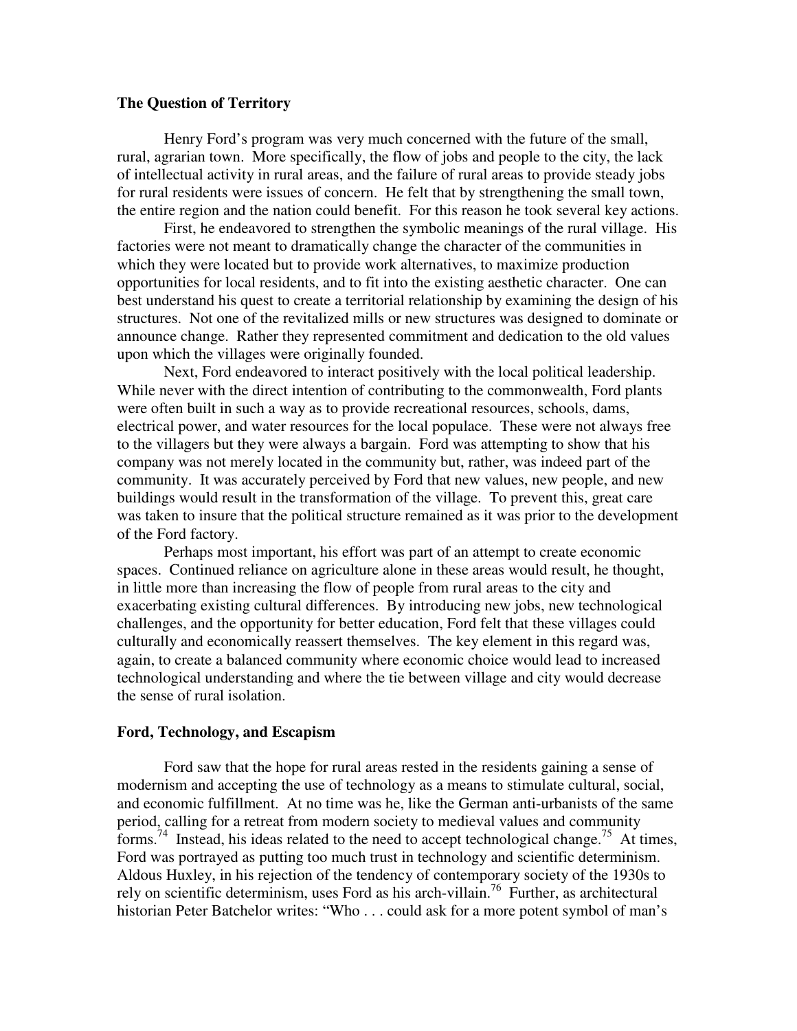### The Question of Territory

Henry Ford's program was very much concerned with the future of the small, rural, agrarian town. More specifically, the flow of jobs and people to the city, the lack of intellectual activity in rural areas, and the failure of rural areas to provide steady jobs for rural residents were issues of concern. He felt that by strengthening the small town, the entire region and the nation could benefit. For this reason he took several key actions.

First, he endeavored to strengthen the symbolic meanings of the rural village. His factories were not meant to dramatically change the character of the communities in which they were located but to provide work alternatives, to maximize production opportunities for local residents, and to fit into the existing aesthetic character. One can best understand his quest to create a territorial relationship by examining the design of his structures. Not one of the revitalized mills or new structures was designed to dominate or announce change. Rather they represented commitment and dedication to the old values upon which the villages were originally founded.

Next, Ford endeavored to interact positively with the local political leadership. While never with the direct intention of contributing to the commonwealth, Ford plants were often built in such a way as to provide recreational resources, schools, dams, electrical power, and water resources for the local populace. These were not always free to the villagers but they were always a bargain. Ford was attempting to show that his company was not merely located in the community but, rather, was indeed part of the community. It was accurately perceived by Ford that new values, new people, and new buildings would result in the transformation of the village. To prevent this, great care was taken to insure that the political structure remained as it was prior to the development of the Ford factory.

Perhaps most important, his effort was part of an attempt to create economic spaces. Continued reliance on agriculture alone in these areas would result, he thought, in little more than increasing the flow of people from rural areas to the city and exacerbating existing cultural differences. By introducing new jobs, new technological challenges, and the opportunity for better education, Ford felt that these villages could culturally and economically reassert themselves. The key element in this regard was, again, to create a balanced community where economic choice would lead to increased technological understanding and where the tie between village and city would decrease the sense of rural isolation.

### Ford, Technology, and Escapism

Ford saw that the hope for rural areas rested in the residents gaining a sense of modernism and accepting the use of technology as a means to stimulate cultural, social, and economic fulfillment. At no time was he, like the German anti-urbanists of the same period, calling for a retreat from modern society to medieval values and community forms.[74] Instead, his ideas related to the need to accept technological change.[75] At times, Ford was portrayed as putting too much trust in technology and scientific determinism. Aldous Huxley, in his rejection of the tendency of contemporary society of the 1930s to rely on scientific determinism, uses Ford as his arch-villain.[76] Further, as architectural historian Peter Batchelor writes: "Who . . . could ask for a more potent symbol of man's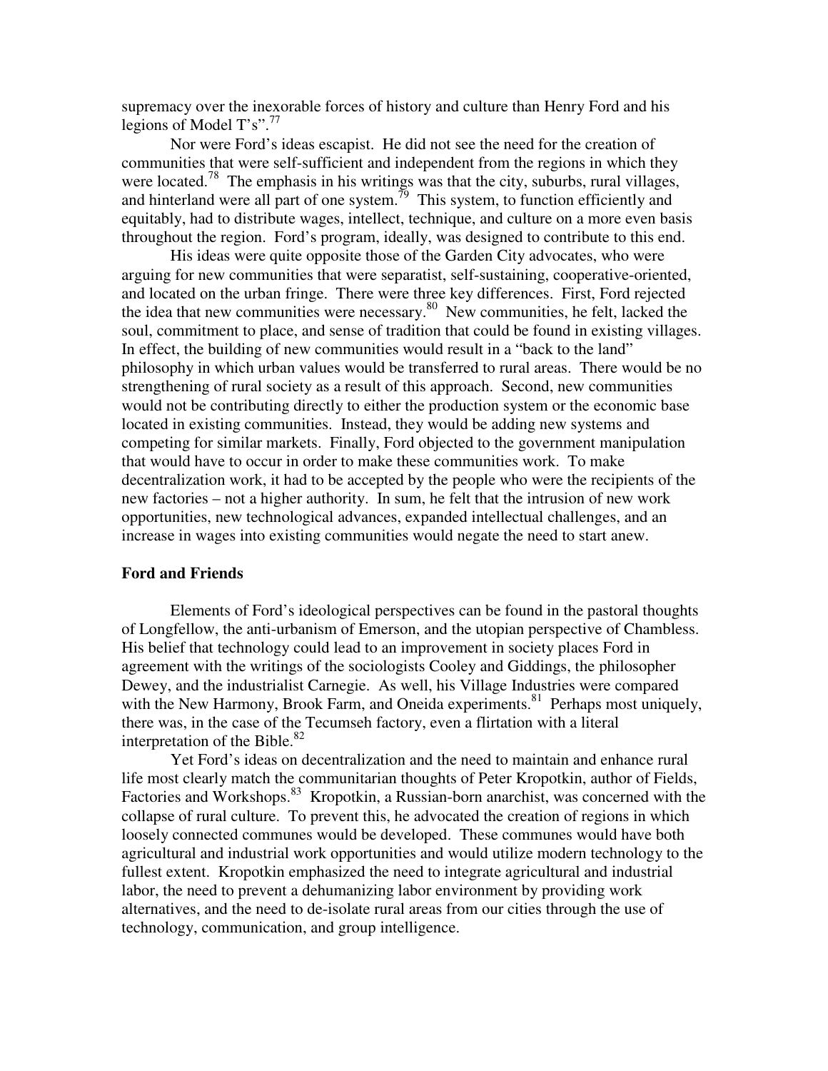supremacy over the inexorable forces of history and culture than Henry Ford and his legions of Model T's".[77]

Nor were Ford's ideas escapist. He did not see the need for the creation of communities that were self-sufficient and independent from the regions in which they were located.[78] The emphasis in his writings was that the city, suburbs, rural villages, and hinterland were all part of one system.[79] This system, to function efficiently and equitably, had to distribute wages, intellect, technique, and culture on a more even basis throughout the region. Ford's program, ideally, was designed to contribute to this end.

His ideas were quite opposite those of the Garden City advocates, who were arguing for new communities that were separatist, self-sustaining, cooperative-oriented, and located on the urban fringe. There were three key differences. First, Ford rejected the idea that new communities were necessary.[80] New communities, he felt, lacked the soul, commitment to place, and sense of tradition that could be found in existing villages. In effect, the building of new communities would result in a "back to the land" philosophy in which urban values would be transferred to rural areas. There would be no strengthening of rural society as a result of this approach. Second, new communities would not be contributing directly to either the production system or the economic base located in existing communities. Instead, they would be adding new systems and competing for similar markets. Finally, Ford objected to the government manipulation that would have to occur in order to make these communities work. To make decentralization work, it had to be accepted by the people who were the recipients of the new factories – not a higher authority. In sum, he felt that the intrusion of new work opportunities, new technological advances, expanded intellectual challenges, and an increase in wages into existing communities would negate the need to start anew.

**Ford and Friends**

Elements of Ford's ideological perspectives can be found in the pastoral thoughts of Longfellow, the anti-urbanism of Emerson, and the utopian perspective of Chambless. His belief that technology could lead to an improvement in society places Ford in agreement with the writings of the sociologists Cooley and Giddings, the philosopher Dewey, and the industrialist Carnegie. As well, his Village Industries were compared with the New Harmony, Brook Farm, and Oneida experiments.[81] Perhaps most uniquely, there was, in the case of the Tecumseh factory, even a flirtation with a literal interpretation of the Bible.[82]

Yet Ford's ideas on decentralization and the need to maintain and enhance rural life most clearly match the communitarian thoughts of Peter Kropotkin, author of Fields, Factories and Workshops.[83] Kropotkin, a Russian-born anarchist, was concerned with the collapse of rural culture. To prevent this, he advocated the creation of regions in which loosely connected communes would be developed. These communes would have both agricultural and industrial work opportunities and would utilize modern technology to the fullest extent. Kropotkin emphasized the need to integrate agricultural and industrial labor, the need to prevent a dehumanizing labor environment by providing work alternatives, and the need to de-isolate rural areas from our cities through the use of technology, communication, and group intelligence.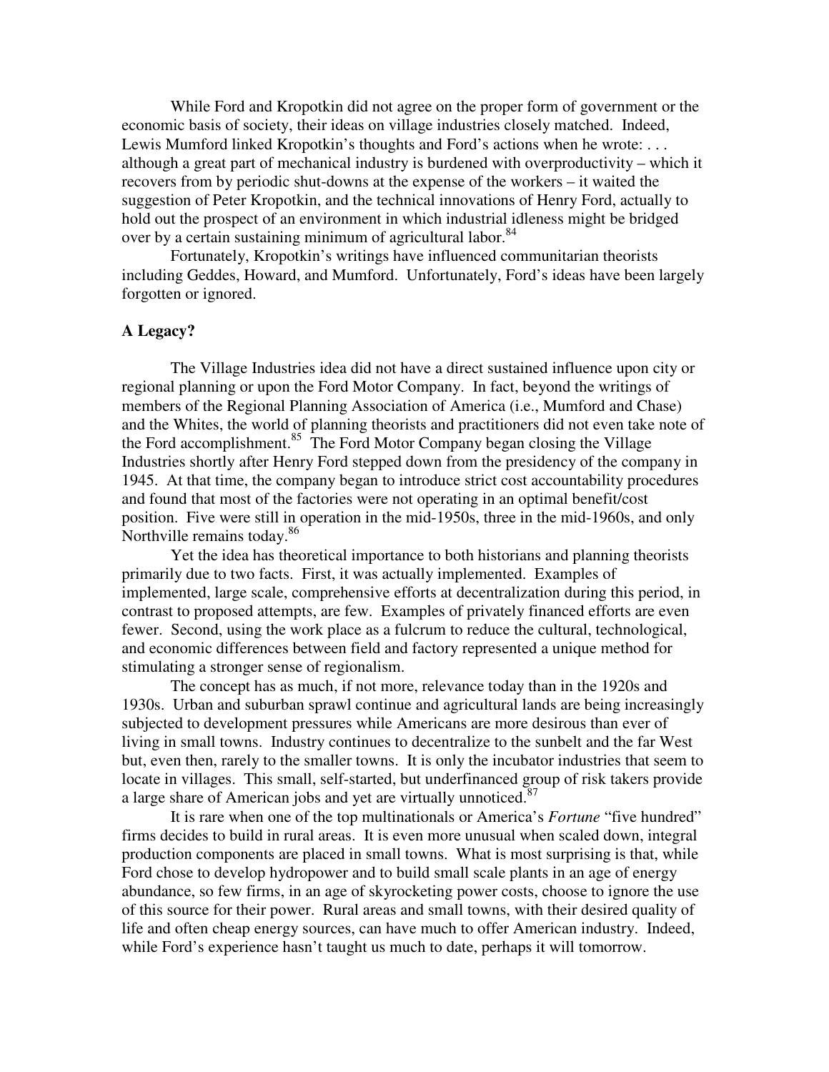While Ford and Kropotkin did not agree on the proper form of government or the economic basis of society, their ideas on village industries closely matched. Indeed, Lewis Mumford linked Kropotkin's thoughts and Ford's actions when he wrote: . . . although a great part of mechanical industry is burdened with overproductivity – which it recovers from by periodic shut-downs at the expense of the workers – it waited the suggestion of Peter Kropotkin, and the technical innovations of Henry Ford, actually to hold out the prospect of an environment in which industrial idleness might be bridged over by a certain sustaining minimum of agricultural labor.[84]

Fortunately, Kropotkin's writings have influenced communitarian theorists including Geddes, Howard, and Mumford. Unfortunately, Ford's ideas have been largely forgotten or ignored.

**A Legacy?**

The Village Industries idea did not have a direct sustained influence upon city or regional planning or upon the Ford Motor Company. In fact, beyond the writings of members of the Regional Planning Association of America (i.e., Mumford and Chase) and the Whites, the world of planning theorists and practitioners did not even take note of the Ford accomplishment.[85] The Ford Motor Company began closing the Village Industries shortly after Henry Ford stepped down from the presidency of the company in 1945. At that time, the company began to introduce strict cost accountability procedures and found that most of the factories were not operating in an optimal benefit/cost position. Five were still in operation in the mid-1950s, three in the mid-1960s, and only Northville remains today.[86]

Yet the idea has theoretical importance to both historians and planning theorists primarily due to two facts. First, it was actually implemented. Examples of implemented, large scale, comprehensive efforts at decentralization during this period, in contrast to proposed attempts, are few. Examples of privately financed efforts are even fewer. Second, using the work place as a fulcrum to reduce the cultural, technological, and economic differences between field and factory represented a unique method for stimulating a stronger sense of regionalism.

The concept has as much, if not more, relevance today than in the 1920s and 1930s. Urban and suburban sprawl continue and agricultural lands are being increasingly subjected to development pressures while Americans are more desirous than ever of living in small towns. Industry continues to decentralize to the sunbelt and the far West but, even then, rarely to the smaller towns. It is only the incubator industries that seem to locate in villages. This small, self-started, but underfinanced group of risk takers provide a large share of American jobs and yet are virtually unnoticed.[87]

It is rare when one of the top multinationals or America's *Fortune* "five hundred" firms decides to build in rural areas. It is even more unusual when scaled down, integral production components are placed in small towns. What is most surprising is that, while Ford chose to develop hydropower and to build small scale plants in an age of energy abundance, so few firms, in an age of skyrocketing power costs, choose to ignore the use of this source for their power. Rural areas and small towns, with their desired quality of life and often cheap energy sources, can have much to offer American industry. Indeed, while Ford's experience hasn't taught us much to date, perhaps it will tomorrow.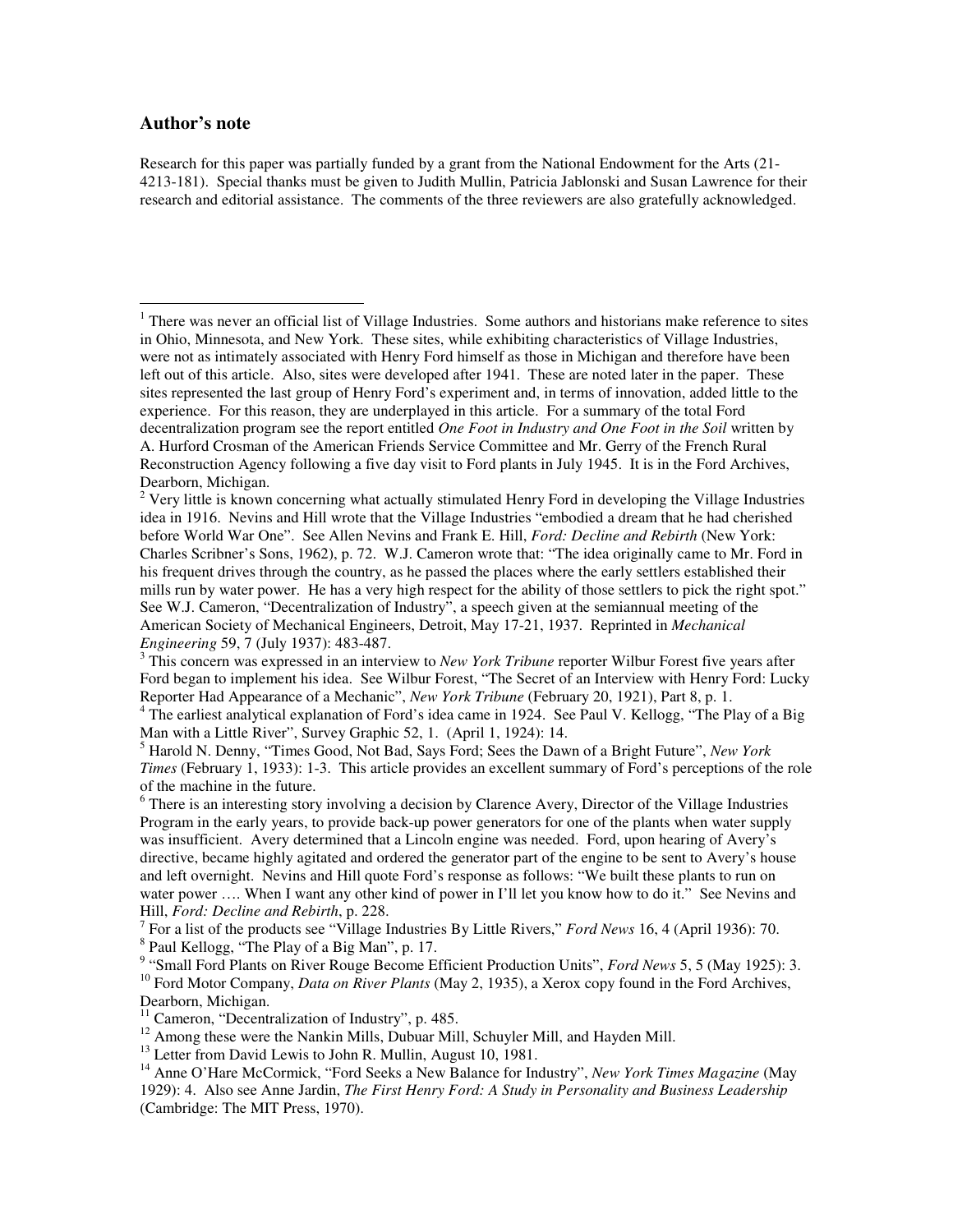## Author's note

Research for this paper was partially funded by a grant from the National Endowment for the Arts (21-4213-181). Special thanks must be given to Judith Mullin, Patricia Jablonski and Susan Lawrence for their research and editorial assistance. The comments of the three reviewers are also gratefully acknowledged.

---

[1] There was never an official list of Village Industries. Some authors and historians make reference to sites in Ohio, Minnesota, and New York. These sites, while exhibiting characteristics of Village Industries, were not as intimately associated with Henry Ford himself as those in Michigan and therefore have been left out of this article. Also, sites were developed after 1941. These are noted later in the paper. These sites represented the last group of Henry Ford's experiment and, in terms of innovation, added little to the experience. For this reason, they are underplayed in this article. For a summary of the total Ford decentralization program see the report entitled *One Foot in Industry and One Foot in the Soil* written by A. Hurford Crosman of the American Friends Service Committee and Mr. Gerry of the French Rural Reconstruction Agency following a five day visit to Ford plants in July 1945. It is in the Ford Archives, Dearborn, Michigan.

[2] Very little is known concerning what actually stimulated Henry Ford in developing the Village Industries idea in 1916. Nevins and Hill wrote that the Village Industries "embodied a dream that he had cherished before World War One". See Allen Nevins and Frank E. Hill, *Ford: Decline and Rebirth* (New York: Charles Scribner's Sons, 1962), p. 72. W.J. Cameron wrote that: "The idea originally came to Mr. Ford in his frequent drives through the country, as he passed the places where the early settlers established their mills run by water power. He has a very high respect for the ability of those settlers to pick the right spot." See W.J. Cameron, "Decentralization of Industry", a speech given at the semiannual meeting of the American Society of Mechanical Engineers, Detroit, May 17-21, 1937. Reprinted in *Mechanical Engineering* 59, 7 (July 1937): 483-487.

[3] This concern was expressed in an interview to *New York Tribune* reporter Wilbur Forest five years after Ford began to implement his idea. See Wilbur Forest, "The Secret of an Interview with Henry Ford: Lucky Reporter Had Appearance of a Mechanic", *New York Tribune* (February 20, 1921), Part 8, p. 1.

[4] The earliest analytical explanation of Ford's idea came in 1924. See Paul V. Kellogg, "The Play of a Big Man with a Little River", Survey Graphic 52, 1. (April 1, 1924): 14.

[5] Harold N. Denny, "Times Good, Not Bad, Says Ford; Sees the Dawn of a Bright Future", *New York Times* (February 1, 1933): 1-3. This article provides an excellent summary of Ford's perceptions of the role of the machine in the future.

[6] There is an interesting story involving a decision by Clarence Avery, Director of the Village Industries Program in the early years, to provide back-up power generators for one of the plants when water supply was insufficient. Avery determined that a Lincoln engine was needed. Ford, upon hearing of Avery's directive, became highly agitated and ordered the generator part of the engine to be sent to Avery's house and left overnight. Nevins and Hill quote Ford's response as follows: "We built these plants to run on water power …. When I want any other kind of power in I'll let you know how to do it." See Nevins and Hill, *Ford: Decline and Rebirth*, p. 228.

[7] For a list of the products see "Village Industries By Little Rivers," *Ford News* 16, 4 (April 1936): 70.

[8] Paul Kellogg, "The Play of a Big Man", p. 17.

[9] "Small Ford Plants on River Rouge Become Efficient Production Units", *Ford News* 5, 5 (May 1925): 3.

[10] Ford Motor Company, *Data on River Plants* (May 2, 1935), a Xerox copy found in the Ford Archives, Dearborn, Michigan.

[11] Cameron, "Decentralization of Industry", p. 485.

[12] Among these were the Nankin Mills, Dubuar Mill, Schuyler Mill, and Hayden Mill.

[13] Letter from David Lewis to John R. Mullin, August 10, 1981.

[14] Anne O'Hare McCormick, "Ford Seeks a New Balance for Industry", *New York Times Magazine* (May 1929): 4. Also see Anne Jardin, *The First Henry Ford: A Study in Personality and Business Leadership* (Cambridge: The MIT Press, 1970).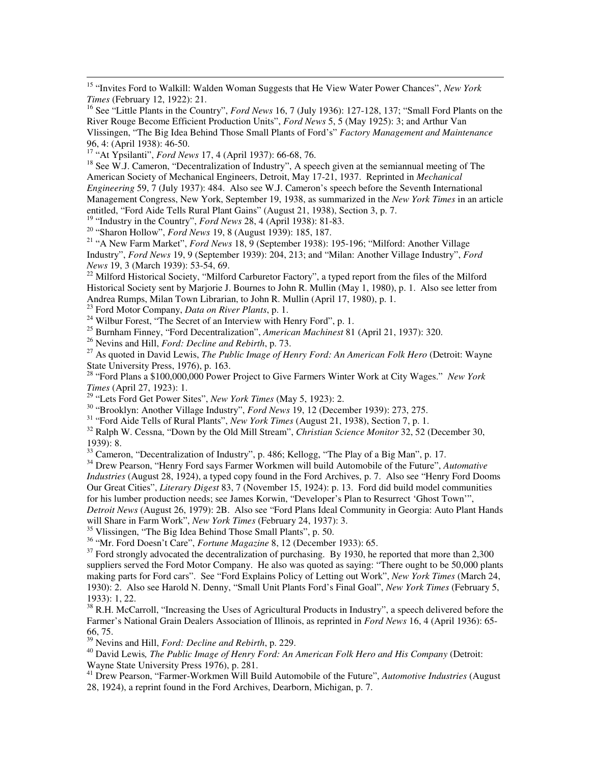[15] "Invites Ford to Walkill: Walden Woman Suggests that He View Water Power Chances", *New York Times* (February 12, 1922): 21.

[16] See "Little Plants in the Country", *Ford News* 16, 7 (July 1936): 127-128, 137; "Small Ford Plants on the River Rouge Become Efficient Production Units", *Ford News* 5, 5 (May 1925): 3; and Arthur Van Vlissingen, "The Big Idea Behind Those Small Plants of Ford's" *Factory Management and Maintenance* 96, 4: (April 1938): 46-50.

[17] "At Ypsilanti", *Ford News* 17, 4 (April 1937): 66-68, 76.

[18] See W.J. Cameron, "Decentralization of Industry", A speech given at the semiannual meeting of The American Society of Mechanical Engineers, Detroit, May 17-21, 1937. Reprinted in *Mechanical Engineering* 59, 7 (July 1937): 484. Also see W.J. Cameron's speech before the Seventh International Management Congress, New York, September 19, 1938, as summarized in the *New York Times* in an article entitled, "Ford Aide Tells Rural Plant Gains" (August 21, 1938), Section 3, p. 7.

[19] "Industry in the Country", *Ford News* 28, 4 (April 1938): 81-83.

[20] "Sharon Hollow", *Ford News* 19, 8 (August 1939): 185, 187.

[21] "A New Farm Market", *Ford News* 18, 9 (September 1938): 195-196; "Milford: Another Village Industry", *Ford News* 19, 9 (September 1939): 204, 213; and "Milan: Another Village Industry", *Ford News* 19, 3 (March 1939): 53-54, 69.

[22] Milford Historical Society, "Milford Carburetor Factory", a typed report from the files of the Milford Historical Society sent by Marjorie J. Bournes to John R. Mullin (May 1, 1980), p. 1. Also see letter from Andrea Rumps, Milan Town Librarian, to John R. Mullin (April 17, 1980), p. 1.

[23] Ford Motor Company, *Data on River Plants*, p. 1.

[24] Wilbur Forest, "The Secret of an Interview with Henry Ford", p. 1.

[25] Burnham Finney, "Ford Decentralization", *American Machinest* 81 (April 21, 1937): 320.

[26] Nevins and Hill, *Ford: Decline and Rebirth*, p. 73.

[27] As quoted in David Lewis, *The Public Image of Henry Ford: An American Folk Hero* (Detroit: Wayne State University Press, 1976), p. 163.

[28] "Ford Plans a $100,000,000 Power Project to Give Farmers Winter Work at City Wages." *New York Times* (April 27, 1923): 1.

[29] "Lets Ford Get Power Sites", *New York Times* (May 5, 1923): 2.

[30] "Brooklyn: Another Village Industry", *Ford News* 19, 12 (December 1939): 273, 275.

[31] "Ford Aide Tells of Rural Plants", *New York Times* (August 21, 1938), Section 7, p. 1.

[32] Ralph W. Cessna, "Down by the Old Mill Stream", *Christian Science Monitor* 32, 52 (December 30, 1939): 8.

[33] Cameron, "Decentralization of Industry", p. 486; Kellogg, "The Play of a Big Man", p. 17.

[34] Drew Pearson, "Henry Ford says Farmer Workmen will build Automobile of the Future", *Automative Industries* (August 28, 1924), a typed copy found in the Ford Archives, p. 7. Also see "Henry Ford Dooms Our Great Cities", *Literary Digest* 83, 7 (November 15, 1924): p. 13. Ford did build model communities for his lumber production needs; see James Korwin, "Developer's Plan to Resurrect 'Ghost Town'", *Detroit News* (August 26, 1979): 2B. Also see "Ford Plans Ideal Community in Georgia: Auto Plant Hands will Share in Farm Work", *New York Times* (February 24, 1937): 3.

[35] Vlissingen, "The Big Idea Behind Those Small Plants", p. 50.

[36] "Mr. Ford Doesn't Care", *Fortune Magazine* 8, 12 (December 1933): 65.

[37] Ford strongly advocated the decentralization of purchasing. By 1930, he reported that more than 2,300 suppliers served the Ford Motor Company. He also was quoted as saying: "There ought to be 50,000 plants making parts for Ford cars". See "Ford Explains Policy of Letting out Work", *New York Times* (March 24, 1930): 2. Also see Harold N. Denny, "Small Unit Plants Ford's Final Goal", *New York Times* (February 5, 1933): 1, 22.

[38] R.H. McCarroll, "Increasing the Uses of Agricultural Products in Industry", a speech delivered before the Farmer's National Grain Dealers Association of Illinois, as reprinted in *Ford News* 16, 4 (April 1936): 65-66, 75.

[39] Nevins and Hill, *Ford: Decline and Rebirth*, p. 229.

[40] David Lewis*, The Public Image of Henry Ford: An American Folk Hero and His Company* (Detroit: Wayne State University Press 1976), p. 281.

[41] Drew Pearson, "Farmer-Workmen Will Build Automobile of the Future", *Automotive Industries* (August 28, 1924), a reprint found in the Ford Archives, Dearborn, Michigan, p. 7.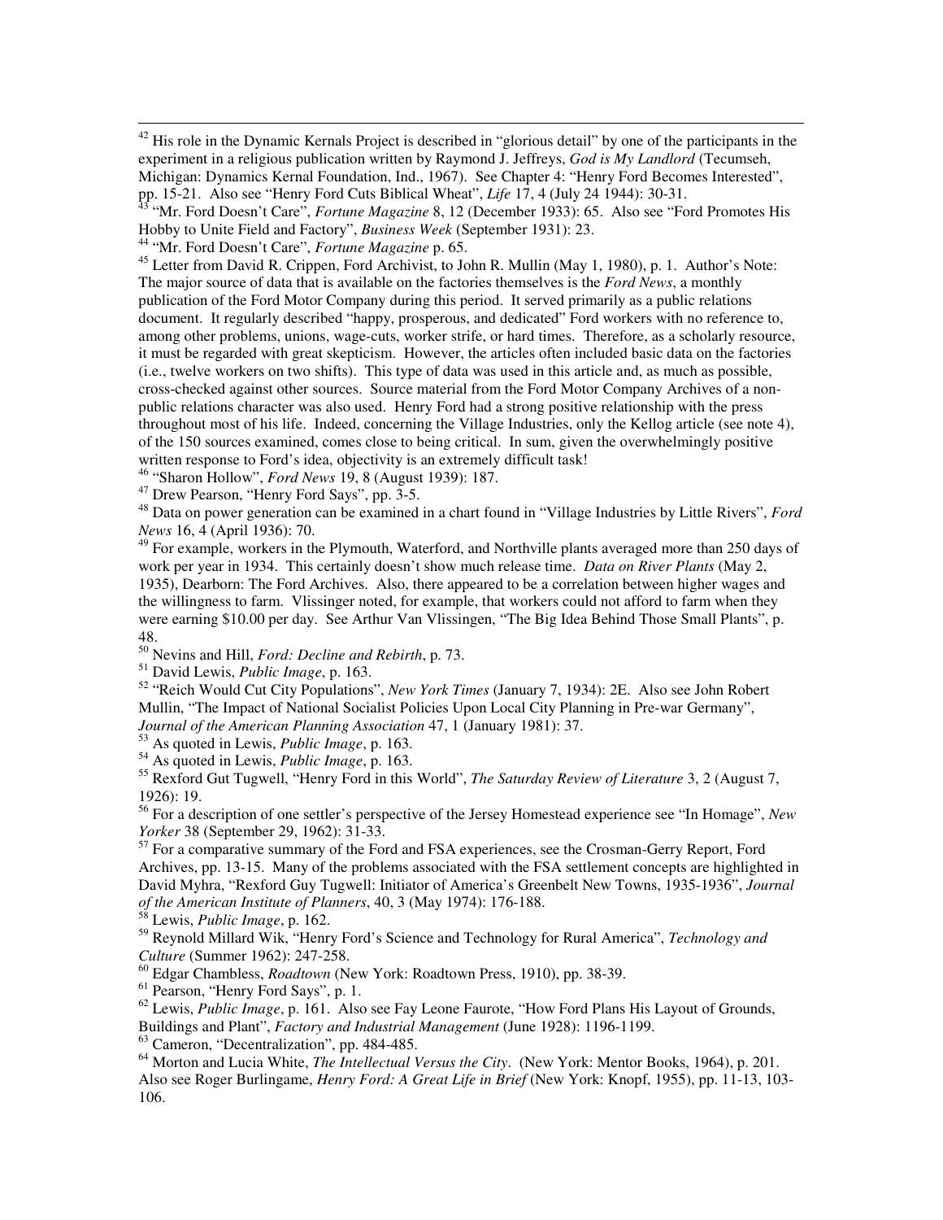[42] His role in the Dynamic Kernals Project is described in "glorious detail" by one of the participants in the experiment in a religious publication written by Raymond J. Jeffreys, *God is My Landlord* (Tecumseh, Michigan: Dynamics Kernal Foundation, Ind., 1967). See Chapter 4: "Henry Ford Becomes Interested", pp. 15-21. Also see "Henry Ford Cuts Biblical Wheat", *Life* 17, 4 (July 24 1944): 30-31.

[43] "Mr. Ford Doesn't Care", *Fortune Magazine* 8, 12 (December 1933): 65. Also see "Ford Promotes His Hobby to Unite Field and Factory", *Business Week* (September 1931): 23.

[44] "Mr. Ford Doesn't Care", *Fortune Magazine* p. 65.

[45] Letter from David R. Crippen, Ford Archivist, to John R. Mullin (May 1, 1980), p. 1. Author's Note: The major source of data that is available on the factories themselves is the *Ford News*, a monthly publication of the Ford Motor Company during this period. It served primarily as a public relations document. It regularly described "happy, prosperous, and dedicated" Ford workers with no reference to, among other problems, unions, wage-cuts, worker strife, or hard times. Therefore, as a scholarly resource, it must be regarded with great skepticism. However, the articles often included basic data on the factories (i.e., twelve workers on two shifts). This type of data was used in this article and, as much as possible, cross-checked against other sources. Source material from the Ford Motor Company Archives of a non-public relations character was also used. Henry Ford had a strong positive relationship with the press throughout most of his life. Indeed, concerning the Village Industries, only the Kellog article (see note 4), of the 150 sources examined, comes close to being critical. In sum, given the overwhelmingly positive written response to Ford's idea, objectivity is an extremely difficult task!

[46] "Sharon Hollow", *Ford News* 19, 8 (August 1939): 187.

[47] Drew Pearson, "Henry Ford Says", pp. 3-5.

[48] Data on power generation can be examined in a chart found in "Village Industries by Little Rivers", *Ford News* 16, 4 (April 1936): 70.

[49] For example, workers in the Plymouth, Waterford, and Northville plants averaged more than 250 days of work per year in 1934. This certainly doesn't show much release time. *Data on River Plants* (May 2, 1935), Dearborn: The Ford Archives. Also, there appeared to be a correlation between higher wages and the willingness to farm. Vlissinger noted, for example, that workers could not afford to farm when they were earning $10.00 per day. See Arthur Van Vlissingen, "The Big Idea Behind Those Small Plants", p. 48.

[50] Nevins and Hill, *Ford: Decline and Rebirth*, p. 73.

[51] David Lewis, *Public Image*, p. 163.

[52] "Reich Would Cut City Populations", *New York Times* (January 7, 1934): 2E. Also see John Robert Mullin, "The Impact of National Socialist Policies Upon Local City Planning in Pre-war Germany", *Journal of the American Planning Association* 47, 1 (January 1981): 37.

[53] As quoted in Lewis, *Public Image*, p. 163.

[54] As quoted in Lewis, *Public Image*, p. 163.

[55] Rexford Gut Tugwell, "Henry Ford in this World", *The Saturday Review of Literature* 3, 2 (August 7, 1926): 19.

[56] For a description of one settler's perspective of the Jersey Homestead experience see "In Homage", *New Yorker* 38 (September 29, 1962): 31-33.

[57] For a comparative summary of the Ford and FSA experiences, see the Crosman-Gerry Report, Ford Archives, pp. 13-15. Many of the problems associated with the FSA settlement concepts are highlighted in David Myhra, "Rexford Guy Tugwell: Initiator of America's Greenbelt New Towns, 1935-1936", *Journal of the American Institute of Planners*, 40, 3 (May 1974): 176-188.

[58] Lewis, *Public Image*, p. 162.

[59] Reynold Millard Wik, "Henry Ford's Science and Technology for Rural America", *Technology and Culture* (Summer 1962): 247-258.

[60] Edgar Chambless, *Roadtown* (New York: Roadtown Press, 1910), pp. 38-39.

[61] Pearson, "Henry Ford Says", p. 1.

[62] Lewis, *Public Image*, p. 161. Also see Fay Leone Faurote, "How Ford Plans His Layout of Grounds, Buildings and Plant", *Factory and Industrial Management* (June 1928): 1196-1199.

[63] Cameron, "Decentralization", pp. 484-485.

[64] Morton and Lucia White, *The Intellectual Versus the City*. (New York: Mentor Books, 1964), p. 201. Also see Roger Burlingame, *Henry Ford: A Great Life in Brief* (New York: Knopf, 1955), pp. 11-13, 103-106.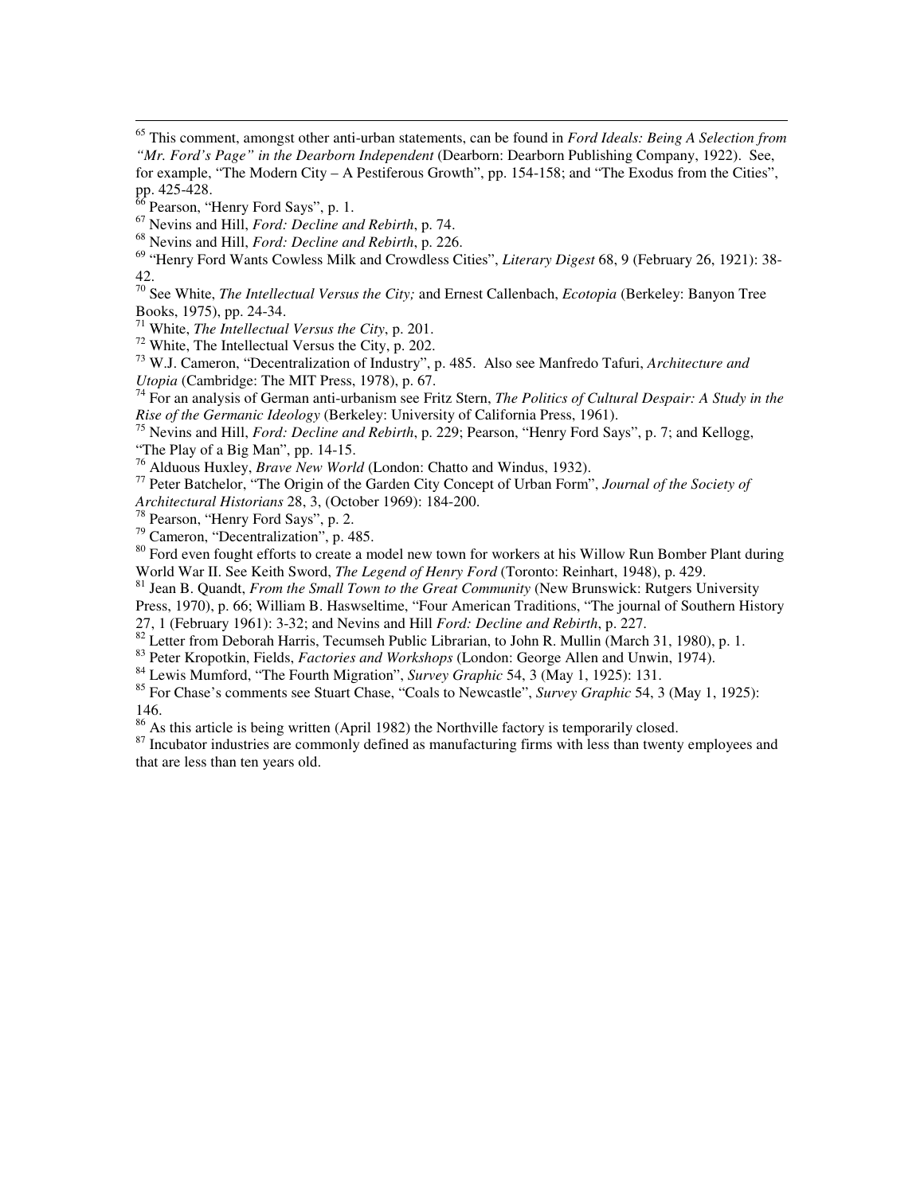[65] This comment, amongst other anti-urban statements, can be found in *Ford Ideals: Being A Selection from "Mr. Ford's Page" in the Dearborn Independent* (Dearborn: Dearborn Publishing Company, 1922). See, for example, "The Modern City – A Pestiferous Growth", pp. 154-158; and "The Exodus from the Cities", pp. 425-428.

[66] Pearson, "Henry Ford Says", p. 1.

[67] Nevins and Hill, *Ford: Decline and Rebirth*, p. 74.

[68] Nevins and Hill, *Ford: Decline and Rebirth*, p. 226.

[69] "Henry Ford Wants Cowless Milk and Crowdless Cities", *Literary Digest* 68, 9 (February 26, 1921): 38-42.

[70] See White, *The Intellectual Versus the City;* and Ernest Callenbach, *Ecotopia* (Berkeley: Banyon Tree Books, 1975), pp. 24-34.

[71] White, *The Intellectual Versus the City*, p. 201.

[72] White, The Intellectual Versus the City, p. 202.

[73] W.J. Cameron, "Decentralization of Industry", p. 485. Also see Manfredo Tafuri, *Architecture and Utopia* (Cambridge: The MIT Press, 1978), p. 67.

[74] For an analysis of German anti-urbanism see Fritz Stern, *The Politics of Cultural Despair: A Study in the Rise of the Germanic Ideology* (Berkeley: University of California Press, 1961).

[75] Nevins and Hill, *Ford: Decline and Rebirth*, p. 229; Pearson, "Henry Ford Says", p. 7; and Kellogg, "The Play of a Big Man", pp. 14-15.

[76] Alduous Huxley, *Brave New World* (London: Chatto and Windus, 1932).

[77] Peter Batchelor, "The Origin of the Garden City Concept of Urban Form", *Journal of the Society of Architectural Historians* 28, 3, (October 1969): 184-200.

[78] Pearson, "Henry Ford Says", p. 2.

[79] Cameron, "Decentralization", p. 485.

[80] Ford even fought efforts to create a model new town for workers at his Willow Run Bomber Plant during World War II. See Keith Sword, *The Legend of Henry Ford* (Toronto: Reinhart, 1948), p. 429.

[81] Jean B. Quandt, *From the Small Town to the Great Community* (New Brunswick: Rutgers University Press, 1970), p. 66; William B. Haswseltime, "Four American Traditions, "The journal of Southern History 27, 1 (February 1961): 3-32; and Nevins and Hill *Ford: Decline and Rebirth*, p. 227.

[82] Letter from Deborah Harris, Tecumseh Public Librarian, to John R. Mullin (March 31, 1980), p. 1.

[83] Peter Kropotkin, Fields, *Factories and Workshops* (London: George Allen and Unwin, 1974).

[84] Lewis Mumford, "The Fourth Migration", *Survey Graphic* 54, 3 (May 1, 1925): 131.

[85] For Chase's comments see Stuart Chase, "Coals to Newcastle", *Survey Graphic* 54, 3 (May 1, 1925): 146.

[86] As this article is being written (April 1982) the Northville factory is temporarily closed.

[87] Incubator industries are commonly defined as manufacturing firms with less than twenty employees and that are less than ten years old.